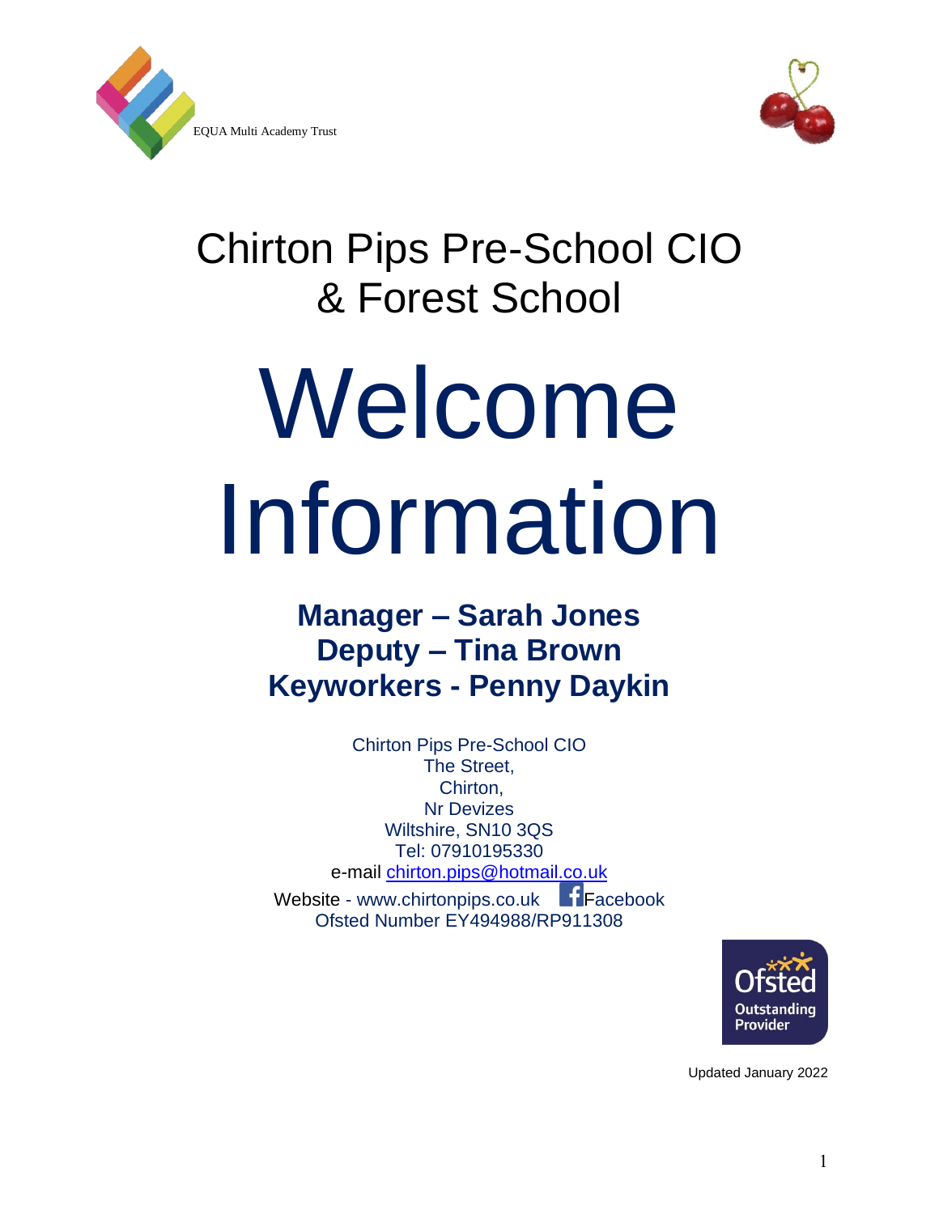EQUA Multi Academy Trust

# Chirton Pips Pre-School CIO & Forest School

# Welcome Information

## Manager – Sarah Jones
## Deputy – Tina Brown
## Keyworkers - Penny Daykin

Chirton Pips Pre-School CIO
The Street,
Chirton,
Nr Devizes
Wiltshire, SN10 3QS
Tel: 07910195330
e-mail chirton.pips@hotmail.co.uk
Website - www.chirtonpips.co.uk Facebook
Ofsted Number EY494988/RP911308

Ofsted Outstanding Provider

Updated January 2022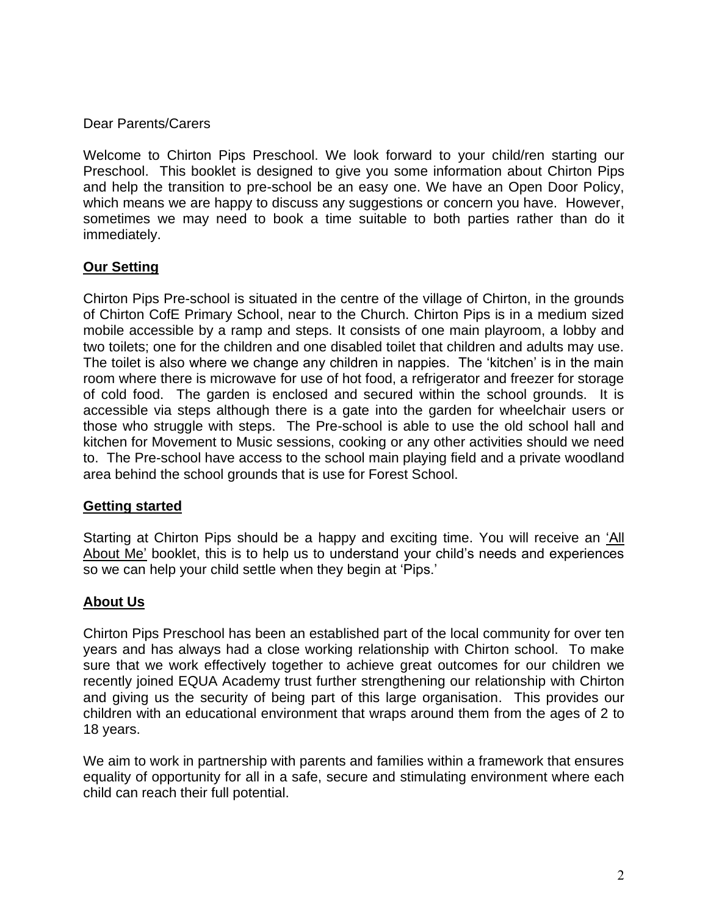Dear Parents/Carers

Welcome to Chirton Pips Preschool. We look forward to your child/ren starting our Preschool. This booklet is designed to give you some information about Chirton Pips and help the transition to pre-school be an easy one. We have an Open Door Policy, which means we are happy to discuss any suggestions or concern you have. However, sometimes we may need to book a time suitable to both parties rather than do it immediately.

## Our Setting

Chirton Pips Pre-school is situated in the centre of the village of Chirton, in the grounds of Chirton CofE Primary School, near to the Church. Chirton Pips is in a medium sized mobile accessible by a ramp and steps. It consists of one main playroom, a lobby and two toilets; one for the children and one disabled toilet that children and adults may use. The toilet is also where we change any children in nappies. The 'kitchen' is in the main room where there is microwave for use of hot food, a refrigerator and freezer for storage of cold food. The garden is enclosed and secured within the school grounds. It is accessible via steps although there is a gate into the garden for wheelchair users or those who struggle with steps. The Pre-school is able to use the old school hall and kitchen for Movement to Music sessions, cooking or any other activities should we need to. The Pre-school have access to the school main playing field and a private woodland area behind the school grounds that is use for Forest School.

## Getting started

Starting at Chirton Pips should be a happy and exciting time. You will receive an 'All About Me' booklet, this is to help us to understand your child's needs and experiences so we can help your child settle when they begin at 'Pips.'

## About Us

Chirton Pips Preschool has been an established part of the local community for over ten years and has always had a close working relationship with Chirton school. To make sure that we work effectively together to achieve great outcomes for our children we recently joined EQUA Academy trust further strengthening our relationship with Chirton and giving us the security of being part of this large organisation. This provides our children with an educational environment that wraps around them from the ages of 2 to 18 years.

We aim to work in partnership with parents and families within a framework that ensures equality of opportunity for all in a safe, secure and stimulating environment where each child can reach their full potential.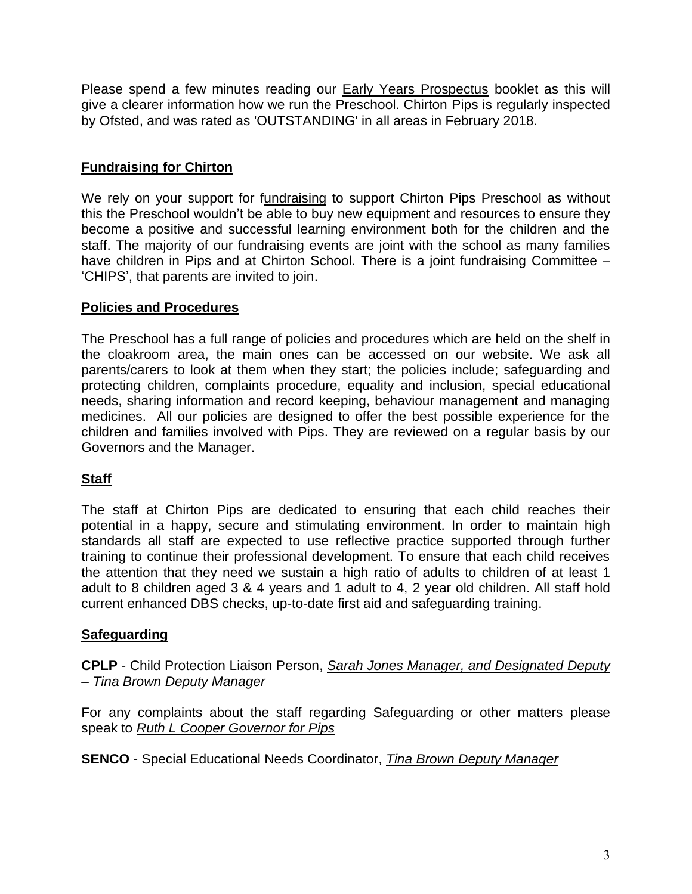Please spend a few minutes reading our Early Years Prospectus booklet as this will give a clearer information how we run the Preschool. Chirton Pips is regularly inspected by Ofsted, and was rated as 'OUTSTANDING' in all areas in February 2018.

## Fundraising for Chirton

We rely on your support for fundraising to support Chirton Pips Preschool as without this the Preschool wouldn't be able to buy new equipment and resources to ensure they become a positive and successful learning environment both for the children and the staff. The majority of our fundraising events are joint with the school as many families have children in Pips and at Chirton School. There is a joint fundraising Committee – 'CHIPS', that parents are invited to join.

## Policies and Procedures

The Preschool has a full range of policies and procedures which are held on the shelf in the cloakroom area, the main ones can be accessed on our website. We ask all parents/carers to look at them when they start; the policies include; safeguarding and protecting children, complaints procedure, equality and inclusion, special educational needs, sharing information and record keeping, behaviour management and managing medicines. All our policies are designed to offer the best possible experience for the children and families involved with Pips. They are reviewed on a regular basis by our Governors and the Manager.

## Staff

The staff at Chirton Pips are dedicated to ensuring that each child reaches their potential in a happy, secure and stimulating environment. In order to maintain high standards all staff are expected to use reflective practice supported through further training to continue their professional development. To ensure that each child receives the attention that they need we sustain a high ratio of adults to children of at least 1 adult to 8 children aged 3 & 4 years and 1 adult to 4, 2 year old children. All staff hold current enhanced DBS checks, up-to-date first aid and safeguarding training.

## Safeguarding

**CPLP** - Child Protection Liaison Person, *Sarah Jones Manager, and Designated Deputy – Tina Brown Deputy Manager*

For any complaints about the staff regarding Safeguarding or other matters please speak to *Ruth L Cooper Governor for Pips*

**SENCO** - Special Educational Needs Coordinator, *Tina Brown Deputy Manager*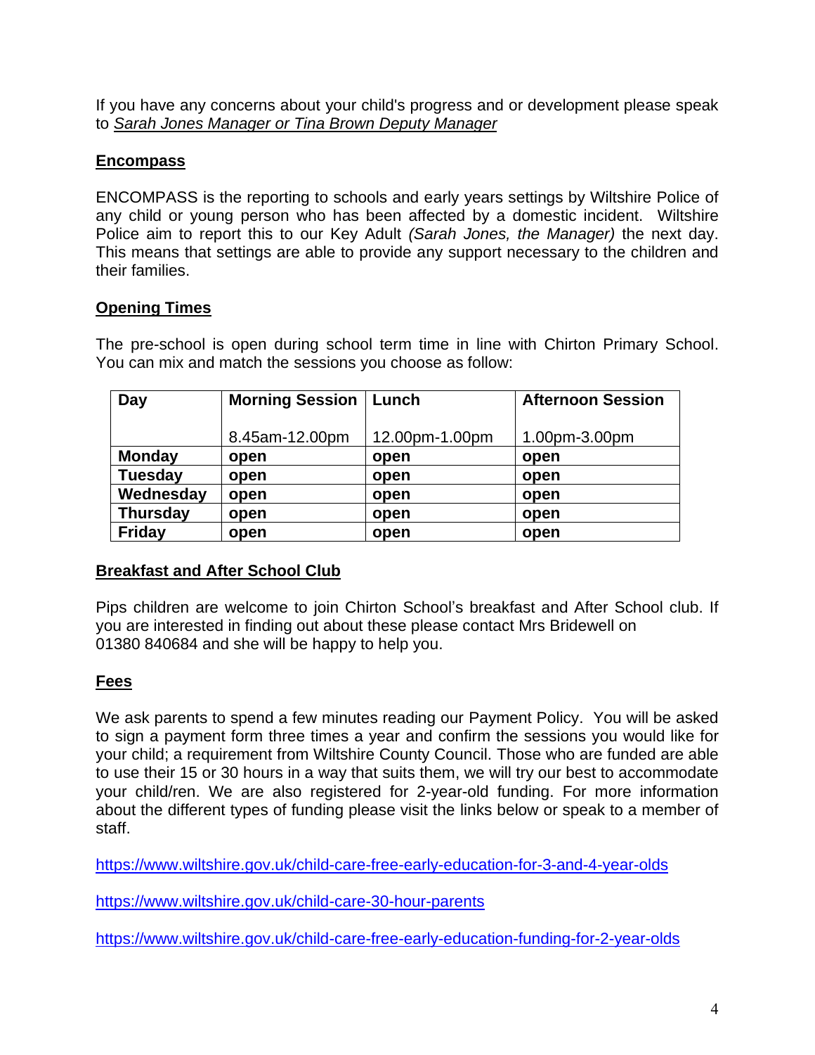If you have any concerns about your child's progress and or development please speak to *Sarah Jones Manager or Tina Brown Deputy Manager*

## Encompass

ENCOMPASS is the reporting to schools and early years settings by Wiltshire Police of any child or young person who has been affected by a domestic incident. Wiltshire Police aim to report this to our Key Adult *(Sarah Jones, the Manager)* the next day. This means that settings are able to provide any support necessary to the children and their families.

## Opening Times

The pre-school is open during school term time in line with Chirton Primary School. You can mix and match the sessions you choose as follow:

| **Day** | **Morning Session** 8.45am-12.00pm | **Lunch** 12.00pm-1.00pm | **Afternoon Session** 1.00pm-3.00pm |
|---|---|---|---|
| **Monday** | **open** | **open** | **open** |
| **Tuesday** | **open** | **open** | **open** |
| **Wednesday** | **open** | **open** | **open** |
| **Thursday** | **open** | **open** | **open** |
| **Friday** | **open** | **open** | **open** |

## Breakfast and After School Club

Pips children are welcome to join Chirton School's breakfast and After School club. If you are interested in finding out about these please contact Mrs Bridewell on 01380 840684 and she will be happy to help you.

## Fees

We ask parents to spend a few minutes reading our Payment Policy. You will be asked to sign a payment form three times a year and confirm the sessions you would like for your child; a requirement from Wiltshire County Council. Those who are funded are able to use their 15 or 30 hours in a way that suits them, we will try our best to accommodate your child/ren. We are also registered for 2-year-old funding. For more information about the different types of funding please visit the links below or speak to a member of staff.

https://www.wiltshire.gov.uk/child-care-free-early-education-for-3-and-4-year-olds

https://www.wiltshire.gov.uk/child-care-30-hour-parents

https://www.wiltshire.gov.uk/child-care-free-early-education-funding-for-2-year-olds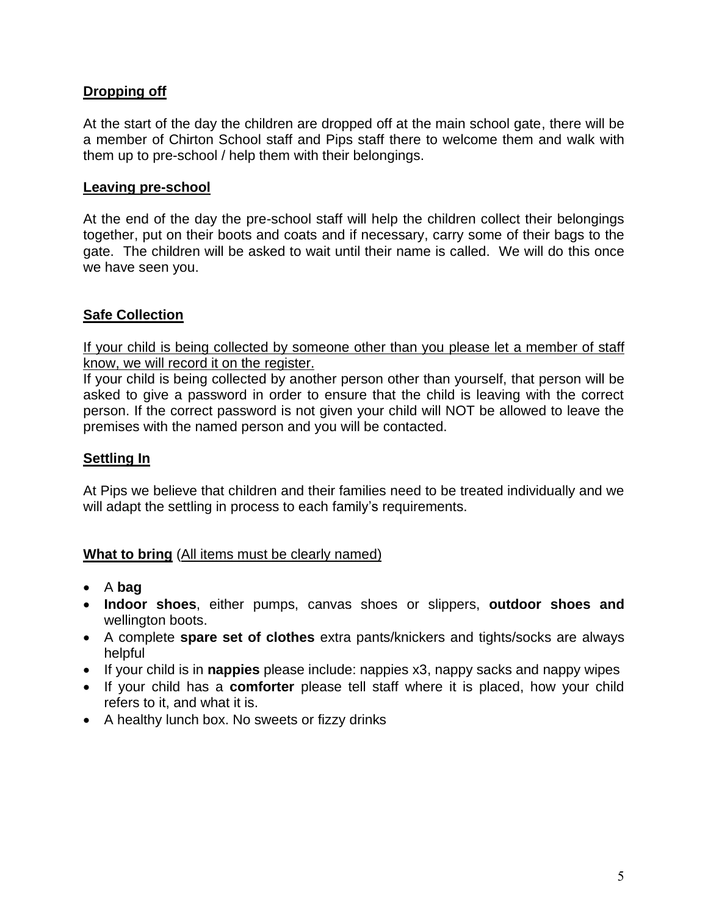## Dropping off

At the start of the day the children are dropped off at the main school gate, there will be a member of Chirton School staff and Pips staff there to welcome them and walk with them up to pre-school / help them with their belongings.

## Leaving pre-school

At the end of the day the pre-school staff will help the children collect their belongings together, put on their boots and coats and if necessary, carry some of their bags to the gate. The children will be asked to wait until their name is called. We will do this once we have seen you.

## Safe Collection

If your child is being collected by someone other than you please let a member of staff know, we will record it on the register.

If your child is being collected by another person other than yourself, that person will be asked to give a password in order to ensure that the child is leaving with the correct person. If the correct password is not given your child will NOT be allowed to leave the premises with the named person and you will be contacted.

## Settling In

At Pips we believe that children and their families need to be treated individually and we will adapt the settling in process to each family's requirements.

## What to bring (All items must be clearly named)

- A **bag**
- **Indoor shoes**, either pumps, canvas shoes or slippers, **outdoor shoes and** wellington boots.
- A complete **spare set of clothes** extra pants/knickers and tights/socks are always helpful
- If your child is in **nappies** please include: nappies x3, nappy sacks and nappy wipes
- If your child has a **comforter** please tell staff where it is placed, how your child refers to it, and what it is.
- A healthy lunch box. No sweets or fizzy drinks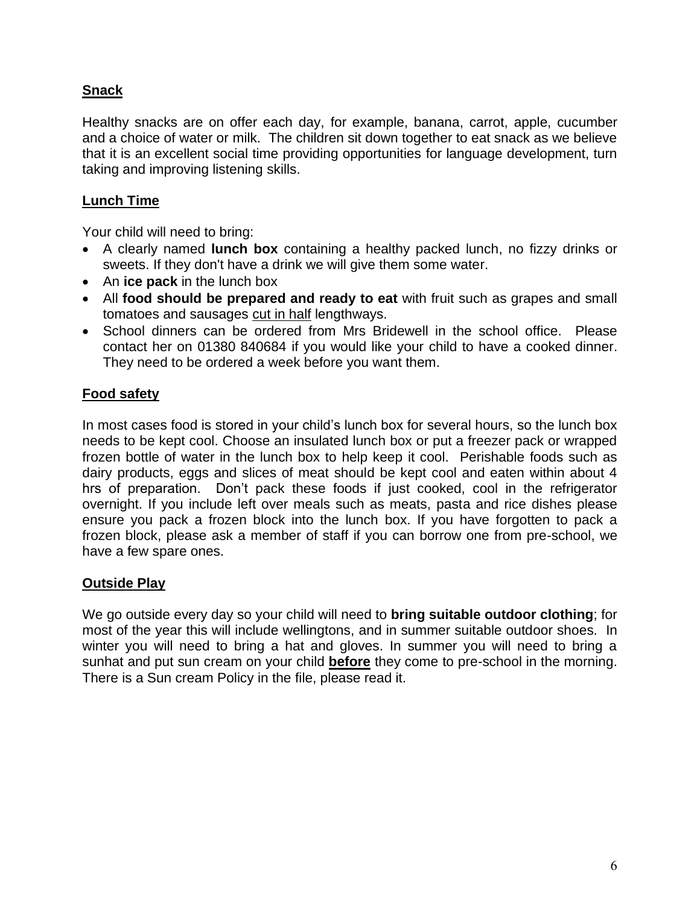## Snack

Healthy snacks are on offer each day, for example, banana, carrot, apple, cucumber and a choice of water or milk. The children sit down together to eat snack as we believe that it is an excellent social time providing opportunities for language development, turn taking and improving listening skills.

## Lunch Time

Your child will need to bring:

- A clearly named **lunch box** containing a healthy packed lunch, no fizzy drinks or sweets. If they don't have a drink we will give them some water.
- An **ice pack** in the lunch box
- All **food should be prepared and ready to eat** with fruit such as grapes and small tomatoes and sausages <u>cut in half</u> lengthways.
- School dinners can be ordered from Mrs Bridewell in the school office. Please contact her on 01380 840684 if you would like your child to have a cooked dinner. They need to be ordered a week before you want them.

## Food safety

In most cases food is stored in your child's lunch box for several hours, so the lunch box needs to be kept cool. Choose an insulated lunch box or put a freezer pack or wrapped frozen bottle of water in the lunch box to help keep it cool. Perishable foods such as dairy products, eggs and slices of meat should be kept cool and eaten within about 4 hrs of preparation. Don't pack these foods if just cooked, cool in the refrigerator overnight. If you include left over meals such as meats, pasta and rice dishes please ensure you pack a frozen block into the lunch box. If you have forgotten to pack a frozen block, please ask a member of staff if you can borrow one from pre-school, we have a few spare ones.

## Outside Play

We go outside every day so your child will need to **bring suitable outdoor clothing**; for most of the year this will include wellingtons, and in summer suitable outdoor shoes. In winter you will need to bring a hat and gloves. In summer you will need to bring a sunhat and put sun cream on your child **<u>before</u>** they come to pre-school in the morning. There is a Sun cream Policy in the file, please read it.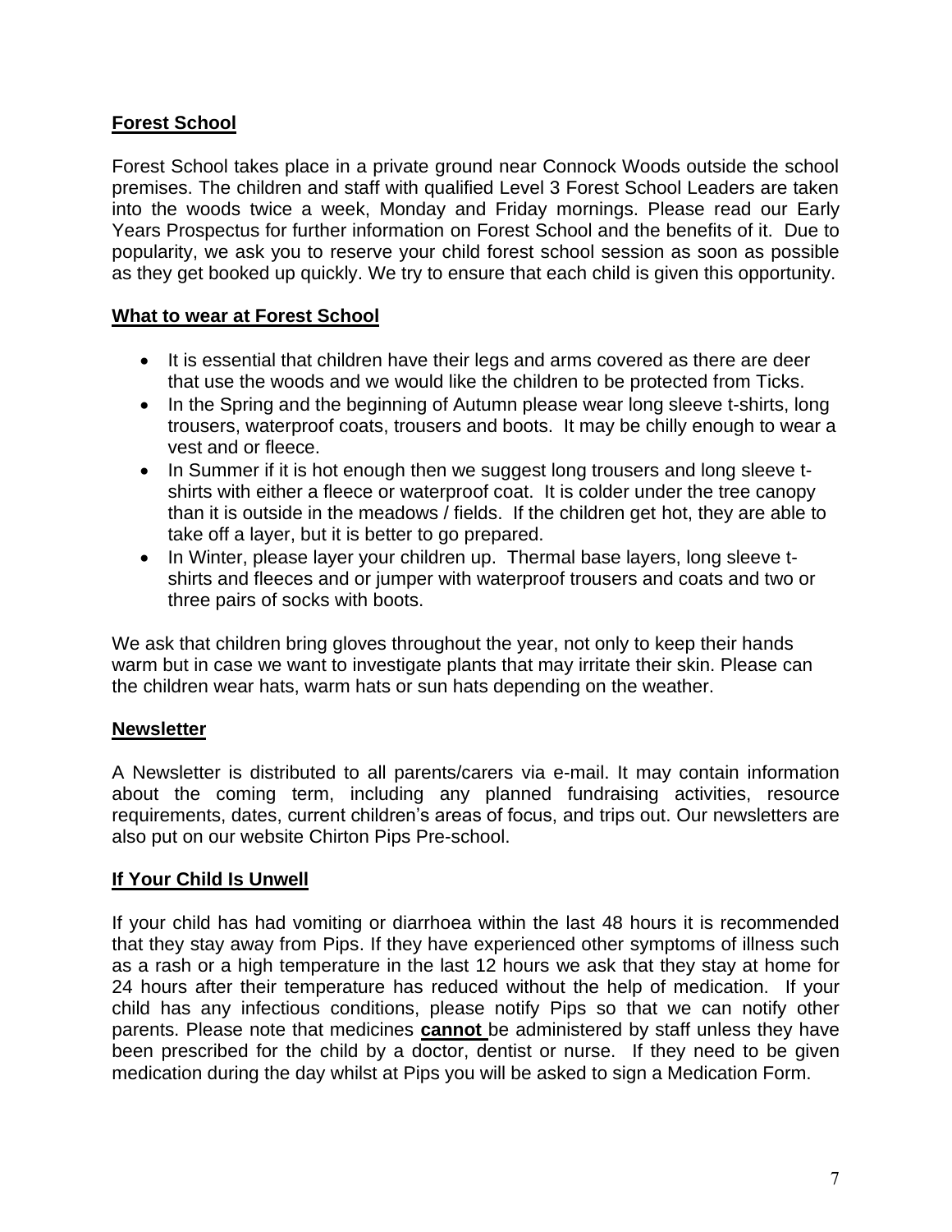## Forest School

Forest School takes place in a private ground near Connock Woods outside the school premises. The children and staff with qualified Level 3 Forest School Leaders are taken into the woods twice a week, Monday and Friday mornings. Please read our Early Years Prospectus for further information on Forest School and the benefits of it. Due to popularity, we ask you to reserve your child forest school session as soon as possible as they get booked up quickly. We try to ensure that each child is given this opportunity.

## What to wear at Forest School

- It is essential that children have their legs and arms covered as there are deer that use the woods and we would like the children to be protected from Ticks.
- In the Spring and the beginning of Autumn please wear long sleeve t-shirts, long trousers, waterproof coats, trousers and boots. It may be chilly enough to wear a vest and or fleece.
- In Summer if it is hot enough then we suggest long trousers and long sleeve t-shirts with either a fleece or waterproof coat. It is colder under the tree canopy than it is outside in the meadows / fields. If the children get hot, they are able to take off a layer, but it is better to go prepared.
- In Winter, please layer your children up. Thermal base layers, long sleeve t-shirts and fleeces and or jumper with waterproof trousers and coats and two or three pairs of socks with boots.

We ask that children bring gloves throughout the year, not only to keep their hands warm but in case we want to investigate plants that may irritate their skin. Please can the children wear hats, warm hats or sun hats depending on the weather.

## Newsletter

A Newsletter is distributed to all parents/carers via e-mail. It may contain information about the coming term, including any planned fundraising activities, resource requirements, dates, current children's areas of focus, and trips out. Our newsletters are also put on our website Chirton Pips Pre-school.

## If Your Child Is Unwell

If your child has had vomiting or diarrhoea within the last 48 hours it is recommended that they stay away from Pips. If they have experienced other symptoms of illness such as a rash or a high temperature in the last 12 hours we ask that they stay at home for 24 hours after their temperature has reduced without the help of medication. If your child has any infectious conditions, please notify Pips so that we can notify other parents. Please note that medicines **cannot** be administered by staff unless they have been prescribed for the child by a doctor, dentist or nurse. If they need to be given medication during the day whilst at Pips you will be asked to sign a Medication Form.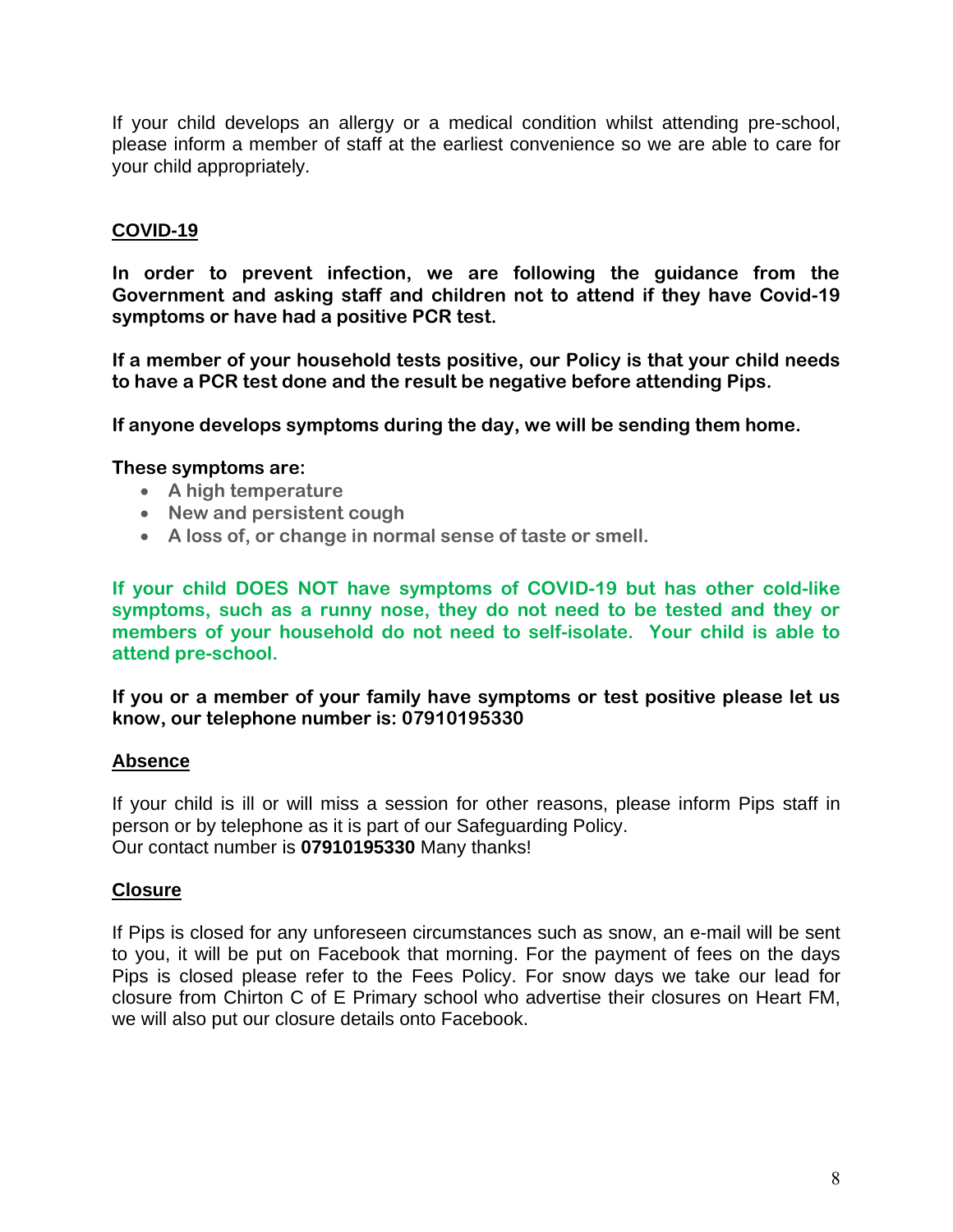If your child develops an allergy or a medical condition whilst attending pre-school, please inform a member of staff at the earliest convenience so we are able to care for your child appropriately.

## COVID-19

**In order to prevent infection, we are following the guidance from the Government and asking staff and children not to attend if they have Covid-19 symptoms or have had a positive PCR test.**

**If a member of your household tests positive, our Policy is that your child needs to have a PCR test done and the result be negative before attending Pips.**

**If anyone develops symptoms during the day, we will be sending them home.**

**These symptoms are:**

- **A high temperature**
- **New and persistent cough**
- **A loss of, or change in normal sense of taste or smell.**

**If your child DOES NOT have symptoms of COVID-19 but has other cold-like symptoms, such as a runny nose, they do not need to be tested and they or members of your household do not need to self-isolate. Your child is able to attend pre-school.**

**If you or a member of your family have symptoms or test positive please let us know, our telephone number is: 07910195330**

## Absence

If your child is ill or will miss a session for other reasons, please inform Pips staff in person or by telephone as it is part of our Safeguarding Policy.
Our contact number is **07910195330** Many thanks!

## Closure

If Pips is closed for any unforeseen circumstances such as snow, an e-mail will be sent to you, it will be put on Facebook that morning. For the payment of fees on the days Pips is closed please refer to the Fees Policy. For snow days we take our lead for closure from Chirton C of E Primary school who advertise their closures on Heart FM, we will also put our closure details onto Facebook.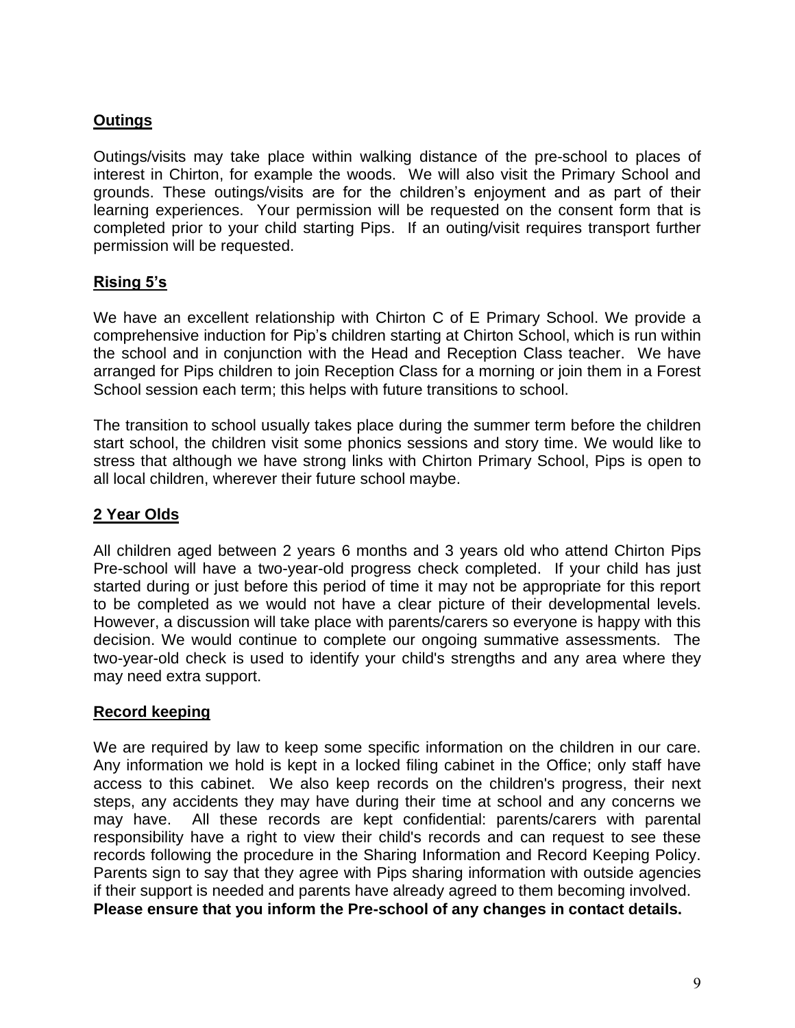## Outings

Outings/visits may take place within walking distance of the pre-school to places of interest in Chirton, for example the woods. We will also visit the Primary School and grounds. These outings/visits are for the children's enjoyment and as part of their learning experiences. Your permission will be requested on the consent form that is completed prior to your child starting Pips. If an outing/visit requires transport further permission will be requested.

## Rising 5's

We have an excellent relationship with Chirton C of E Primary School. We provide a comprehensive induction for Pip's children starting at Chirton School, which is run within the school and in conjunction with the Head and Reception Class teacher. We have arranged for Pips children to join Reception Class for a morning or join them in a Forest School session each term; this helps with future transitions to school.

The transition to school usually takes place during the summer term before the children start school, the children visit some phonics sessions and story time. We would like to stress that although we have strong links with Chirton Primary School, Pips is open to all local children, wherever their future school maybe.

## 2 Year Olds

All children aged between 2 years 6 months and 3 years old who attend Chirton Pips Pre-school will have a two-year-old progress check completed. If your child has just started during or just before this period of time it may not be appropriate for this report to be completed as we would not have a clear picture of their developmental levels. However, a discussion will take place with parents/carers so everyone is happy with this decision. We would continue to complete our ongoing summative assessments. The two-year-old check is used to identify your child's strengths and any area where they may need extra support.

## Record keeping

We are required by law to keep some specific information on the children in our care. Any information we hold is kept in a locked filing cabinet in the Office; only staff have access to this cabinet. We also keep records on the children's progress, their next steps, any accidents they may have during their time at school and any concerns we may have. All these records are kept confidential: parents/carers with parental responsibility have a right to view their child's records and can request to see these records following the procedure in the Sharing Information and Record Keeping Policy. Parents sign to say that they agree with Pips sharing information with outside agencies if their support is needed and parents have already agreed to them becoming involved.
**Please ensure that you inform the Pre-school of any changes in contact details.**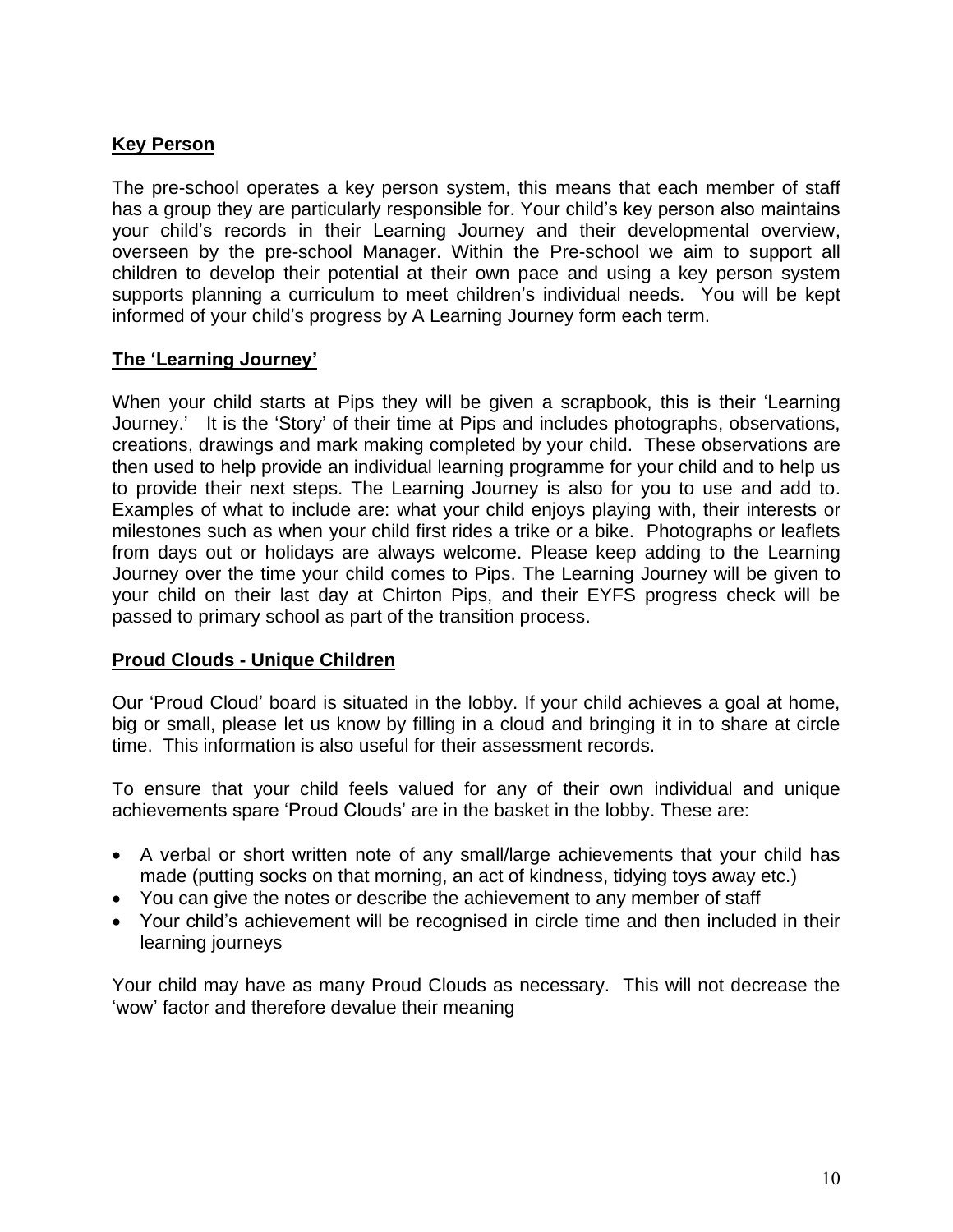## Key Person

The pre-school operates a key person system, this means that each member of staff has a group they are particularly responsible for. Your child's key person also maintains your child's records in their Learning Journey and their developmental overview, overseen by the pre-school Manager. Within the Pre-school we aim to support all children to develop their potential at their own pace and using a key person system supports planning a curriculum to meet children's individual needs. You will be kept informed of your child's progress by A Learning Journey form each term.

## The 'Learning Journey'

When your child starts at Pips they will be given a scrapbook, this is their 'Learning Journey.' It is the 'Story' of their time at Pips and includes photographs, observations, creations, drawings and mark making completed by your child. These observations are then used to help provide an individual learning programme for your child and to help us to provide their next steps. The Learning Journey is also for you to use and add to. Examples of what to include are: what your child enjoys playing with, their interests or milestones such as when your child first rides a trike or a bike. Photographs or leaflets from days out or holidays are always welcome. Please keep adding to the Learning Journey over the time your child comes to Pips. The Learning Journey will be given to your child on their last day at Chirton Pips, and their EYFS progress check will be passed to primary school as part of the transition process.

## Proud Clouds - Unique Children

Our 'Proud Cloud' board is situated in the lobby. If your child achieves a goal at home, big or small, please let us know by filling in a cloud and bringing it in to share at circle time. This information is also useful for their assessment records.

To ensure that your child feels valued for any of their own individual and unique achievements spare 'Proud Clouds' are in the basket in the lobby. These are:

- A verbal or short written note of any small/large achievements that your child has made (putting socks on that morning, an act of kindness, tidying toys away etc.)
- You can give the notes or describe the achievement to any member of staff
- Your child's achievement will be recognised in circle time and then included in their learning journeys

Your child may have as many Proud Clouds as necessary. This will not decrease the 'wow' factor and therefore devalue their meaning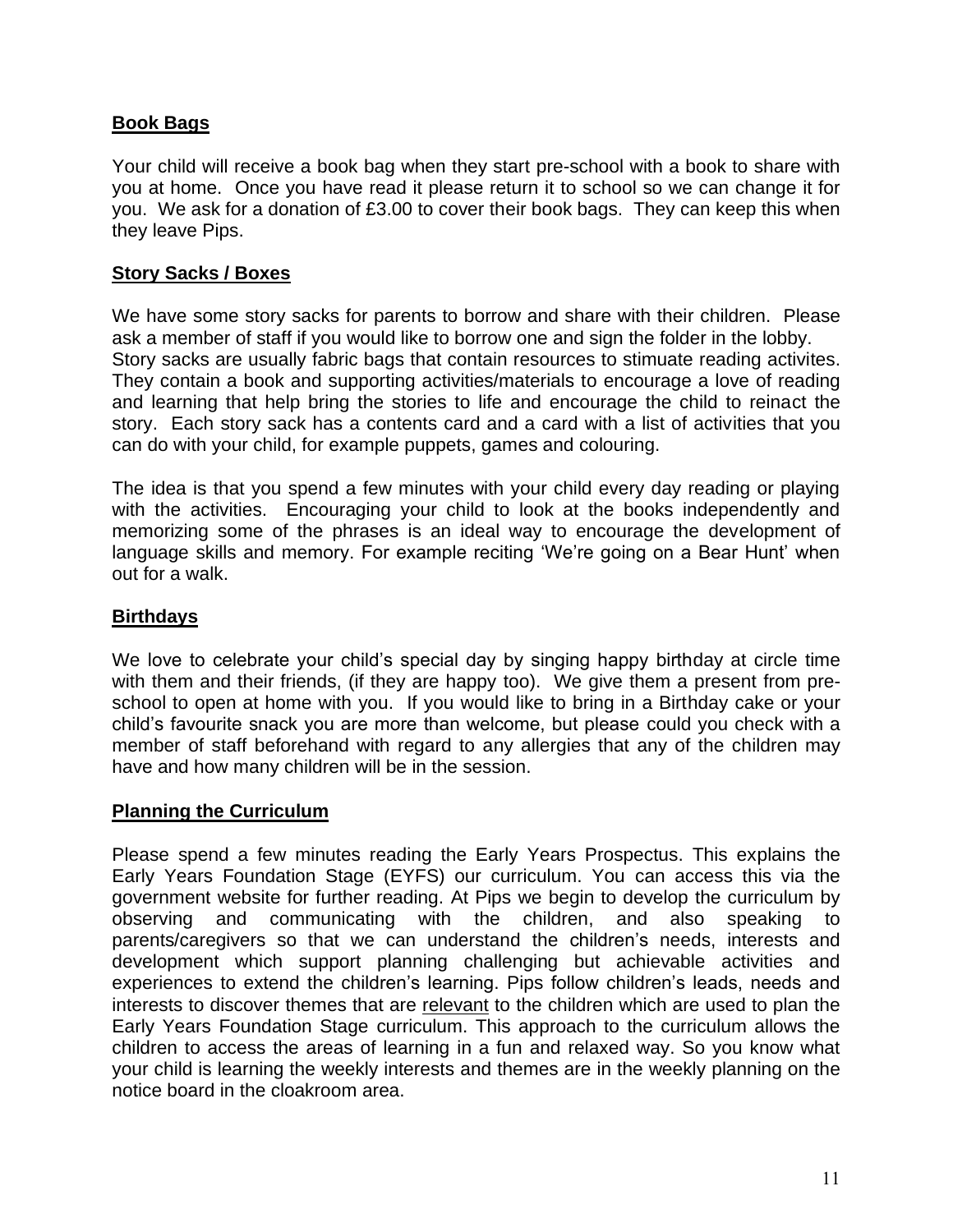## **Book Bags**

Your child will receive a book bag when they start pre-school with a book to share with you at home. Once you have read it please return it to school so we can change it for you. We ask for a donation of £3.00 to cover their book bags. They can keep this when they leave Pips.

## **Story Sacks / Boxes**

We have some story sacks for parents to borrow and share with their children. Please ask a member of staff if you would like to borrow one and sign the folder in the lobby. Story sacks are usually fabric bags that contain resources to stimuate reading activites. They contain a book and supporting activities/materials to encourage a love of reading and learning that help bring the stories to life and encourage the child to reinact the story. Each story sack has a contents card and a card with a list of activities that you can do with your child, for example puppets, games and colouring.

The idea is that you spend a few minutes with your child every day reading or playing with the activities. Encouraging your child to look at the books independently and memorizing some of the phrases is an ideal way to encourage the development of language skills and memory. For example reciting 'We're going on a Bear Hunt' when out for a walk.

## **Birthdays**

We love to celebrate your child's special day by singing happy birthday at circle time with them and their friends, (if they are happy too). We give them a present from pre-school to open at home with you. If you would like to bring in a Birthday cake or your child's favourite snack you are more than welcome, but please could you check with a member of staff beforehand with regard to any allergies that any of the children may have and how many children will be in the session.

## **Planning the Curriculum**

Please spend a few minutes reading the Early Years Prospectus. This explains the Early Years Foundation Stage (EYFS) our curriculum. You can access this via the government website for further reading. At Pips we begin to develop the curriculum by observing and communicating with the children, and also speaking to parents/caregivers so that we can understand the children's needs, interests and development which support planning challenging but achievable activities and experiences to extend the children's learning. Pips follow children's leads, needs and interests to discover themes that are relevant to the children which are used to plan the Early Years Foundation Stage curriculum. This approach to the curriculum allows the children to access the areas of learning in a fun and relaxed way. So you know what your child is learning the weekly interests and themes are in the weekly planning on the notice board in the cloakroom area.